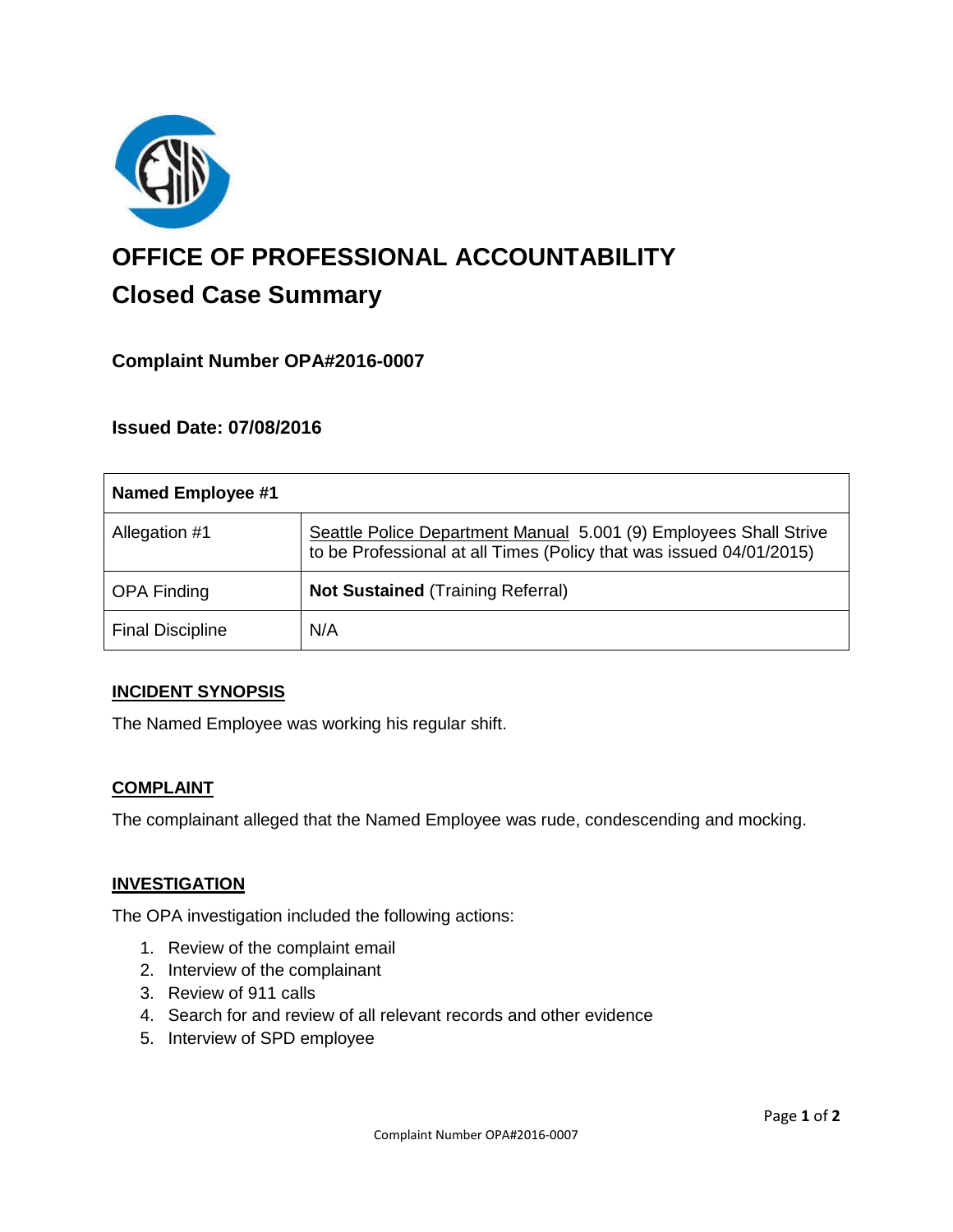# OFFICE OF PROFESSIONAL ACCOUNTABILITY

## Closed Case Summary

### Complaint Number OPA#2016-0007

### Issued Date: 07/08/2016

| Named Employee #1 | |
|---|---|
| Allegation #1 | Seattle Police Department Manual 5.001 (9) Employees Shall Strive to be Professional at all Times (Policy that was issued 04/01/2015) |
| OPA Finding | **Not Sustained** (Training Referral) |
| Final Discipline | N/A |

**INCIDENT SYNOPSIS**

The Named Employee was working his regular shift.

**COMPLAINT**

The complainant alleged that the Named Employee was rude, condescending and mocking.

**INVESTIGATION**

The OPA investigation included the following actions:

1. Review of the complaint email
2. Interview of the complainant
3. Review of 911 calls
4. Search for and review of all relevant records and other evidence
5. Interview of SPD employee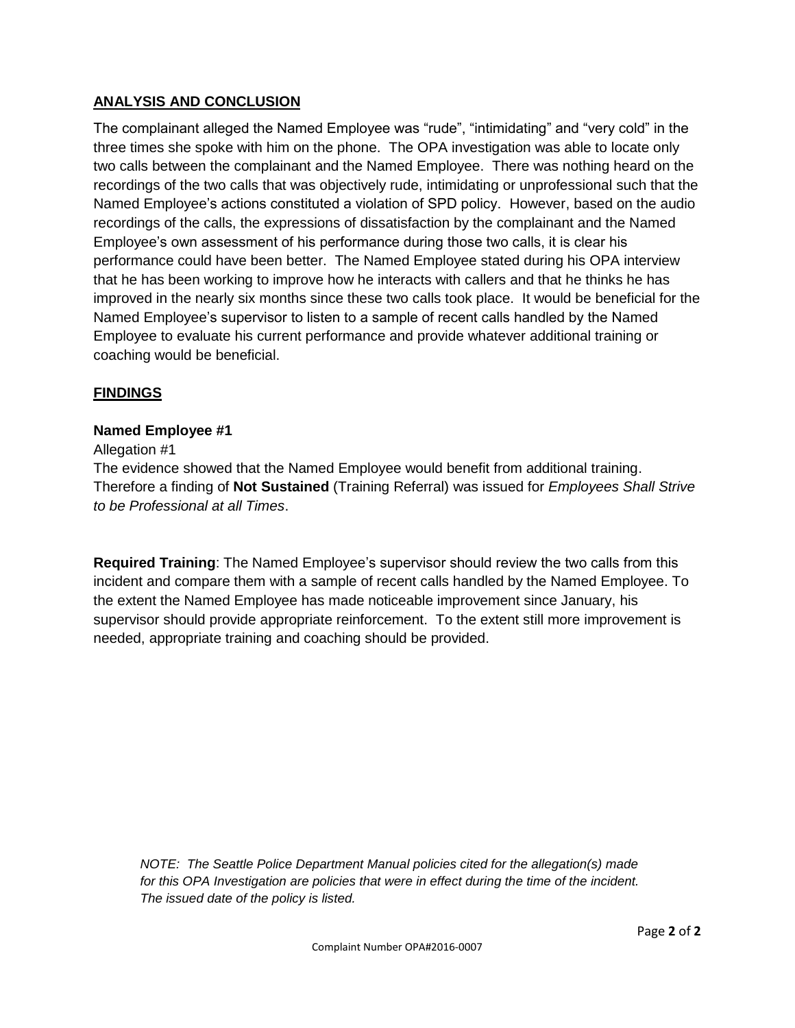## ANALYSIS AND CONCLUSION

The complainant alleged the Named Employee was "rude", "intimidating" and "very cold" in the three times she spoke with him on the phone. The OPA investigation was able to locate only two calls between the complainant and the Named Employee. There was nothing heard on the recordings of the two calls that was objectively rude, intimidating or unprofessional such that the Named Employee's actions constituted a violation of SPD policy. However, based on the audio recordings of the calls, the expressions of dissatisfaction by the complainant and the Named Employee's own assessment of his performance during those two calls, it is clear his performance could have been better. The Named Employee stated during his OPA interview that he has been working to improve how he interacts with callers and that he thinks he has improved in the nearly six months since these two calls took place. It would be beneficial for the Named Employee's supervisor to listen to a sample of recent calls handled by the Named Employee to evaluate his current performance and provide whatever additional training or coaching would be beneficial.

## FINDINGS

**Named Employee #1**

Allegation #1

The evidence showed that the Named Employee would benefit from additional training. Therefore a finding of **Not Sustained** (Training Referral) was issued for *Employees Shall Strive to be Professional at all Times*.

**Required Training**: The Named Employee's supervisor should review the two calls from this incident and compare them with a sample of recent calls handled by the Named Employee. To the extent the Named Employee has made noticeable improvement since January, his supervisor should provide appropriate reinforcement. To the extent still more improvement is needed, appropriate training and coaching should be provided.

*NOTE: The Seattle Police Department Manual policies cited for the allegation(s) made for this OPA Investigation are policies that were in effect during the time of the incident. The issued date of the policy is listed.*

Complaint Number OPA#2016-0007